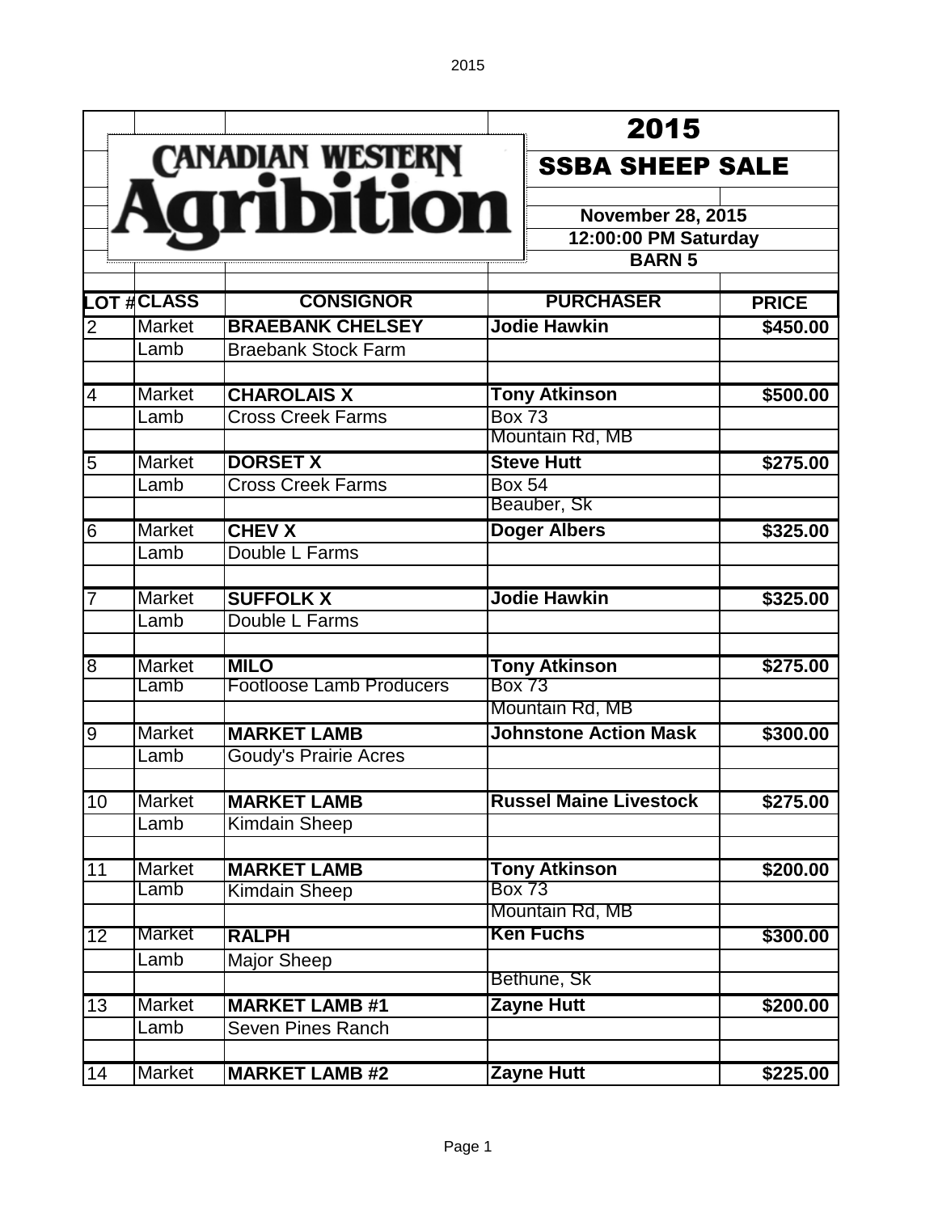# 2015

## SSBA SHEEP SALE

November 28, 2015
12:00:00 PM Saturday
BARN 5

Canadian Western Agribition

| LOT # | CLASS | CONSIGNOR | PURCHASER | PRICE |
|---|---|---|---|---|
| 2 | Market | **BRAEBANK CHELSEY** | **Jodie Hawkin** | **$450.00** |
| | Lamb | Braebank Stock Farm | | |
| | | | | |
| 4 | Market | **CHAROLAIS X** | **Tony Atkinson** | **$500.00** |
| | Lamb | Cross Creek Farms | Box 73 | |
| | | | Mountain Rd, MB | |
| 5 | Market | **DORSET X** | **Steve Hutt** | **$275.00** |
| | Lamb | Cross Creek Farms | Box 54 | |
| | | | Beauber, Sk | |
| 6 | Market | **CHEV X** | **Doger Albers** | **$325.00** |
| | Lamb | Double L Farms | | |
| | | | | |
| 7 | Market | **SUFFOLK X** | **Jodie Hawkin** | **$325.00** |
| | Lamb | Double L Farms | | |
| | | | | |
| 8 | Market | **MILO** | **Tony Atkinson** | **$275.00** |
| | Lamb | Footloose Lamb Producers | Box 73 | |
| | | | Mountain Rd, MB | |
| 9 | Market | **MARKET LAMB** | **Johnstone Action Mask** | **$300.00** |
| | Lamb | Goudy's Prairie Acres | | |
| | | | | |
| 10 | Market | **MARKET LAMB** | **Russel Maine Livestock** | **$275.00** |
| | Lamb | Kimdain Sheep | | |
| | | | | |
| 11 | Market | **MARKET LAMB** | **Tony Atkinson** | **$200.00** |
| | Lamb | Kimdain Sheep | Box 73 | |
| | | | Mountain Rd, MB | |
| 12 | Market | **RALPH** | **Ken Fuchs** | **$300.00** |
| | Lamb | Major Sheep | | |
| | | | Bethune, Sk | |
| 13 | Market | **MARKET LAMB #1** | **Zayne Hutt** | **$200.00** |
| | Lamb | Seven Pines Ranch | | |
| | | | | |
| 14 | Market | **MARKET LAMB #2** | **Zayne Hutt** | **$225.00** |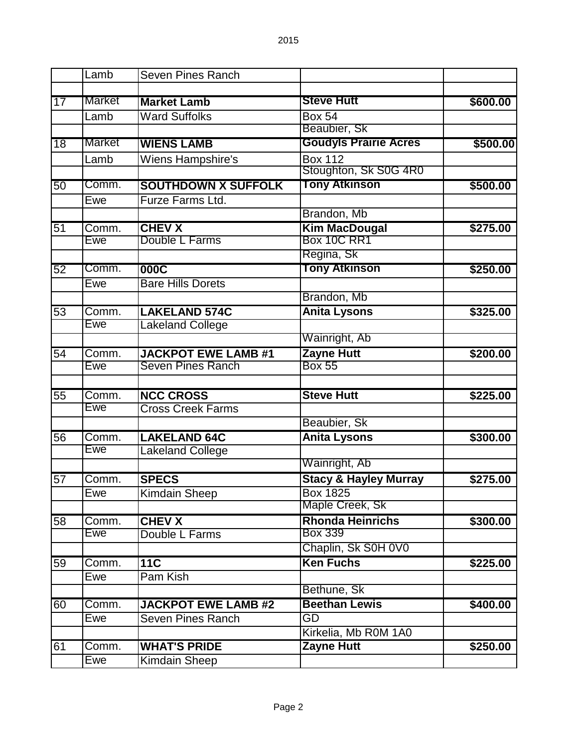| | | | | |
|---|---|---|---|---|
| | Lamb | Seven Pines Ranch | | |
| | | | | |
| 17 | Market | **Market Lamb** | **Steve Hutt** | **$600.00** |
| | Lamb | Ward Suffolks | Box 54 | |
| | | | Beaubier, Sk | |
| 18 | Market | **WIENS LAMB** | **Goudyls Prairie Acres** | **$500.00** |
| | Lamb | Wiens Hampshire's | Box 112 | |
| | | | Stoughton, Sk S0G 4R0 | |
| 50 | Comm. | **SOUTHDOWN X SUFFOLK** | **Tony Atkinson** | **$500.00** |
| | Ewe | Furze Farms Ltd. | | |
| | | | Brandon, Mb | |
| 51 | Comm. | **CHEV X** | **Kim MacDougal** | **$275.00** |
| | Ewe | Double L Farms | Box 10C RR1 | |
| | | | Regina, Sk | |
| 52 | Comm. | **000C** | **Tony Atkinson** | **$250.00** |
| | Ewe | Bare Hills Dorets | | |
| | | | Brandon, Mb | |
| 53 | Comm. | **LAKELAND 574C** | **Anita Lysons** | **$325.00** |
| | Ewe | Lakeland College | | |
| | | | Wainright, Ab | |
| 54 | Comm. | **JACKPOT EWE LAMB #1** | **Zayne Hutt** | **$200.00** |
| | Ewe | Seven Pines Ranch | Box 55 | |
| | | | | |
| 55 | Comm. | **NCC CROSS** | **Steve Hutt** | **$225.00** |
| | Ewe | Cross Creek Farms | | |
| | | | Beaubier, Sk | |
| 56 | Comm. | **LAKELAND 64C** | **Anita Lysons** | **$300.00** |
| | Ewe | Lakeland College | | |
| | | | Wainright, Ab | |
| 57 | Comm. | **SPECS** | **Stacy & Hayley Murray** | **$275.00** |
| | Ewe | Kimdain Sheep | Box 1825 | |
| | | | Maple Creek, Sk | |
| 58 | Comm. | **CHEV X** | **Rhonda Heinrichs** | **$300.00** |
| | Ewe | Double L Farms | Box 339 | |
| | | | Chaplin, Sk S0H 0V0 | |
| 59 | Comm. | **11C** | **Ken Fuchs** | **$225.00** |
| | Ewe | Pam Kish | | |
| | | | Bethune, Sk | |
| 60 | Comm. | **JACKPOT EWE LAMB #2** | **Beethan Lewis** | **$400.00** |
| | Ewe | Seven Pines Ranch | GD | |
| | | | Kirkelia, Mb R0M 1A0 | |
| 61 | Comm. | **WHAT'S PRIDE** | **Zayne Hutt** | **$250.00** |
| | Ewe | Kimdain Sheep | | |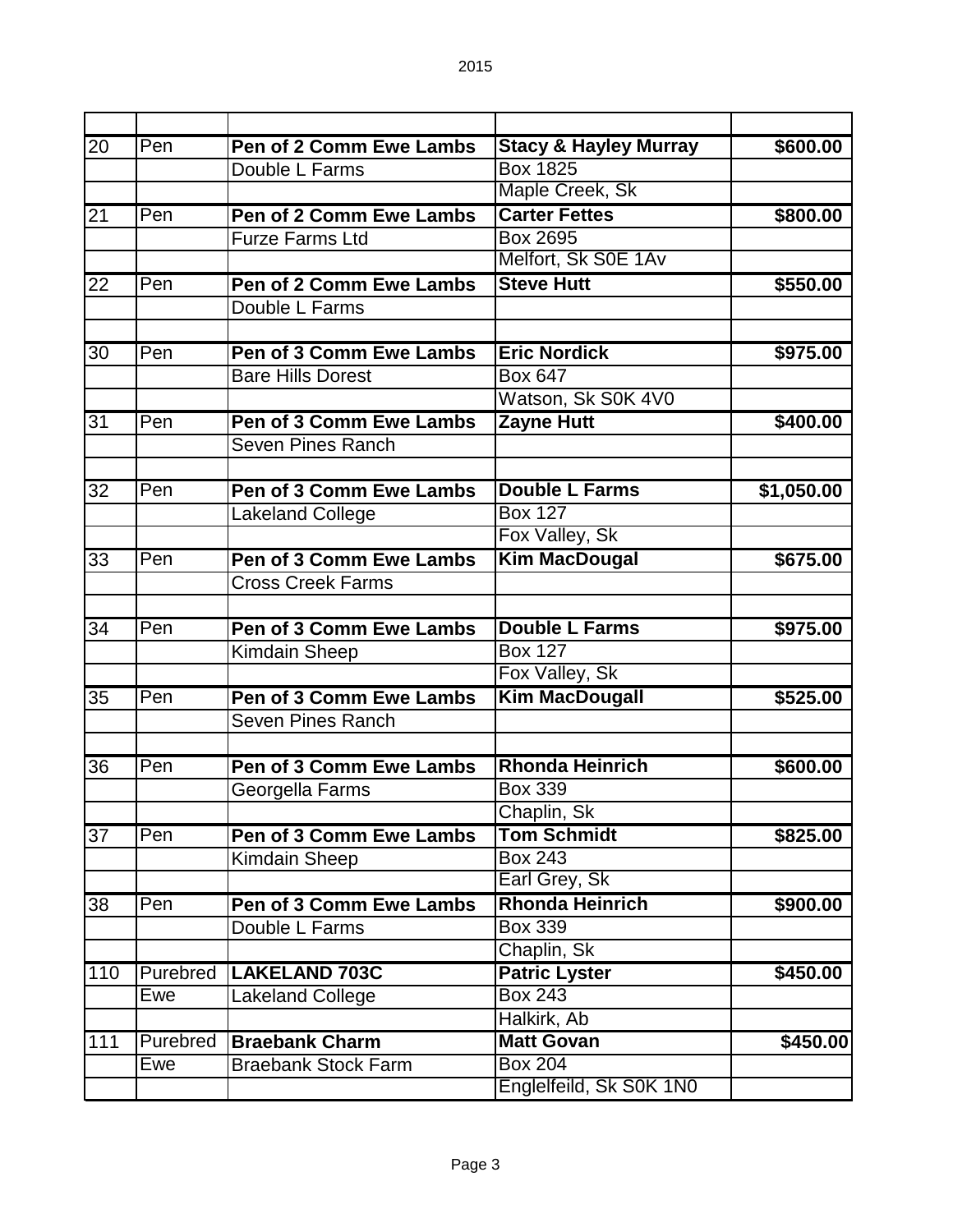| | | | | |
|---|---|---|---|---|
| 20 | Pen | **Pen of 2 Comm Ewe Lambs** | **Stacy & Hayley Murray** | **$600.00** |
| | | Double L Farms | Box 1825 | |
| | | | Maple Creek, Sk | |
| 21 | Pen | **Pen of 2 Comm Ewe Lambs** | **Carter Fettes** | **$800.00** |
| | | Furze Farms Ltd | Box 2695 | |
| | | | Melfort, Sk S0E 1Av | |
| 22 | Pen | **Pen of 2 Comm Ewe Lambs** | **Steve Hutt** | **$550.00** |
| | | Double L Farms | | |
| | | | | |
| 30 | Pen | **Pen of 3 Comm Ewe Lambs** | **Eric Nordick** | **$975.00** |
| | | Bare Hills Dorest | Box 647 | |
| | | | Watson, Sk S0K 4V0 | |
| 31 | Pen | **Pen of 3 Comm Ewe Lambs** | **Zayne Hutt** | **$400.00** |
| | | Seven Pines Ranch | | |
| | | | | |
| 32 | Pen | **Pen of 3 Comm Ewe Lambs** | **Double L Farms** | **$1,050.00** |
| | | Lakeland College | Box 127 | |
| | | | Fox Valley, Sk | |
| 33 | Pen | **Pen of 3 Comm Ewe Lambs** | **Kim MacDougal** | **$675.00** |
| | | Cross Creek Farms | | |
| | | | | |
| 34 | Pen | **Pen of 3 Comm Ewe Lambs** | **Double L Farms** | **$975.00** |
| | | Kimdain Sheep | Box 127 | |
| | | | Fox Valley, Sk | |
| 35 | Pen | **Pen of 3 Comm Ewe Lambs** | **Kim MacDougall** | **$525.00** |
| | | Seven Pines Ranch | | |
| | | | | |
| 36 | Pen | **Pen of 3 Comm Ewe Lambs** | **Rhonda Heinrich** | **$600.00** |
| | | Georgella Farms | Box 339 | |
| | | | Chaplin, Sk | |
| 37 | Pen | **Pen of 3 Comm Ewe Lambs** | **Tom Schmidt** | **$825.00** |
| | | Kimdain Sheep | Box 243 | |
| | | | Earl Grey, Sk | |
| 38 | Pen | **Pen of 3 Comm Ewe Lambs** | **Rhonda Heinrich** | **$900.00** |
| | | Double L Farms | Box 339 | |
| | | | Chaplin, Sk | |
| 110 | Purebred | **LAKELAND 703C** | **Patric Lyster** | **$450.00** |
| | Ewe | Lakeland College | Box 243 | |
| | | | Halkirk, Ab | |
| 111 | Purebred | **Braebank Charm** | **Matt Govan** | **$450.00** |
| | Ewe | Braebank Stock Farm | Box 204 | |
| | | | Englelfeild, Sk S0K 1N0 | |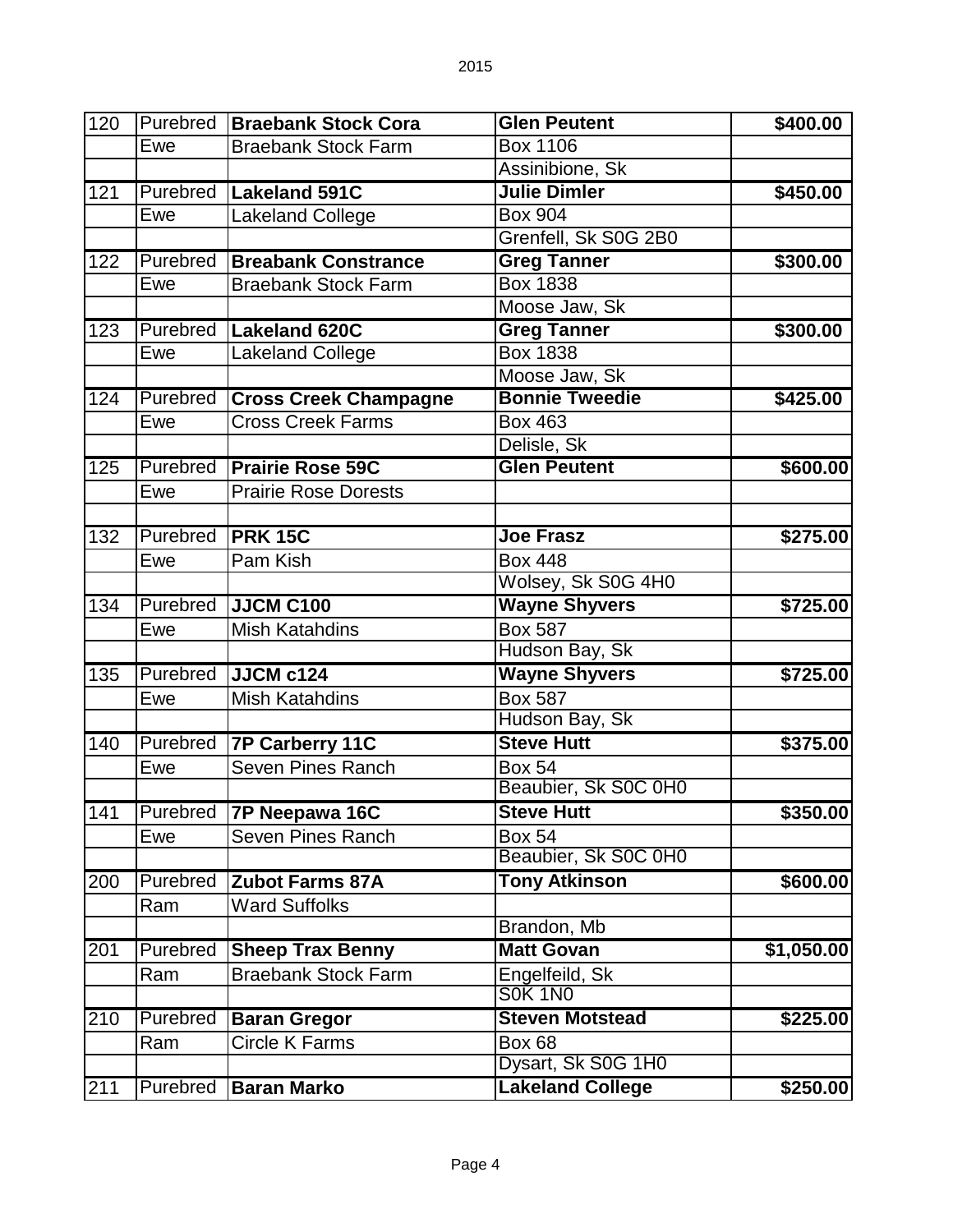| | | | | |
|---|---|---|---|---|
| 120 | Purebred | **Braebank Stock Cora** | **Glen Peutent** | **$400.00** |
| | Ewe | Braebank Stock Farm | Box 1106 | |
| | | | Assinibione, Sk | |
| 121 | Purebred | **Lakeland 591C** | **Julie Dimler** | **$450.00** |
| | Ewe | Lakeland College | Box 904 | |
| | | | Grenfell, Sk S0G 2B0 | |
| 122 | Purebred | **Breabank Constrance** | **Greg Tanner** | **$300.00** |
| | Ewe | Braebank Stock Farm | Box 1838 | |
| | | | Moose Jaw, Sk | |
| 123 | Purebred | **Lakeland 620C** | **Greg Tanner** | **$300.00** |
| | Ewe | Lakeland College | Box 1838 | |
| | | | Moose Jaw, Sk | |
| 124 | Purebred | **Cross Creek Champagne** | **Bonnie Tweedie** | **$425.00** |
| | Ewe | Cross Creek Farms | Box 463 | |
| | | | Delisle, Sk | |
| 125 | Purebred | **Prairie Rose 59C** | **Glen Peutent** | **$600.00** |
| | Ewe | Prairie Rose Dorests | | |
| | | | | |
| 132 | Purebred | **PRK 15C** | **Joe Frasz** | **$275.00** |
| | Ewe | Pam Kish | Box 448 | |
| | | | Wolsey, Sk S0G 4H0 | |
| 134 | Purebred | **JJCM C100** | **Wayne Shyvers** | **$725.00** |
| | Ewe | Mish Katahdins | Box 587 | |
| | | | Hudson Bay, Sk | |
| 135 | Purebred | **JJCM c124** | **Wayne Shyvers** | **$725.00** |
| | Ewe | Mish Katahdins | Box 587 | |
| | | | Hudson Bay, Sk | |
| 140 | Purebred | **7P Carberry 11C** | **Steve Hutt** | **$375.00** |
| | Ewe | Seven Pines Ranch | Box 54 | |
| | | | Beaubier, Sk S0C 0H0 | |
| 141 | Purebred | **7P Neepawa 16C** | **Steve Hutt** | **$350.00** |
| | Ewe | Seven Pines Ranch | Box 54 | |
| | | | Beaubier, Sk S0C 0H0 | |
| 200 | Purebred | **Zubot Farms 87A** | **Tony Atkinson** | **$600.00** |
| | Ram | Ward Suffolks | | |
| | | | Brandon, Mb | |
| 201 | Purebred | **Sheep Trax Benny** | **Matt Govan** | **$1,050.00** |
| | Ram | Braebank Stock Farm | Engelfeild, Sk | |
| | | | S0K 1N0 | |
| 210 | Purebred | **Baran Gregor** | **Steven Motstead** | **$225.00** |
| | Ram | Circle K Farms | Box 68 | |
| | | | Dysart, Sk S0G 1H0 | |
| 211 | Purebred | **Baran Marko** | **Lakeland College** | **$250.00** |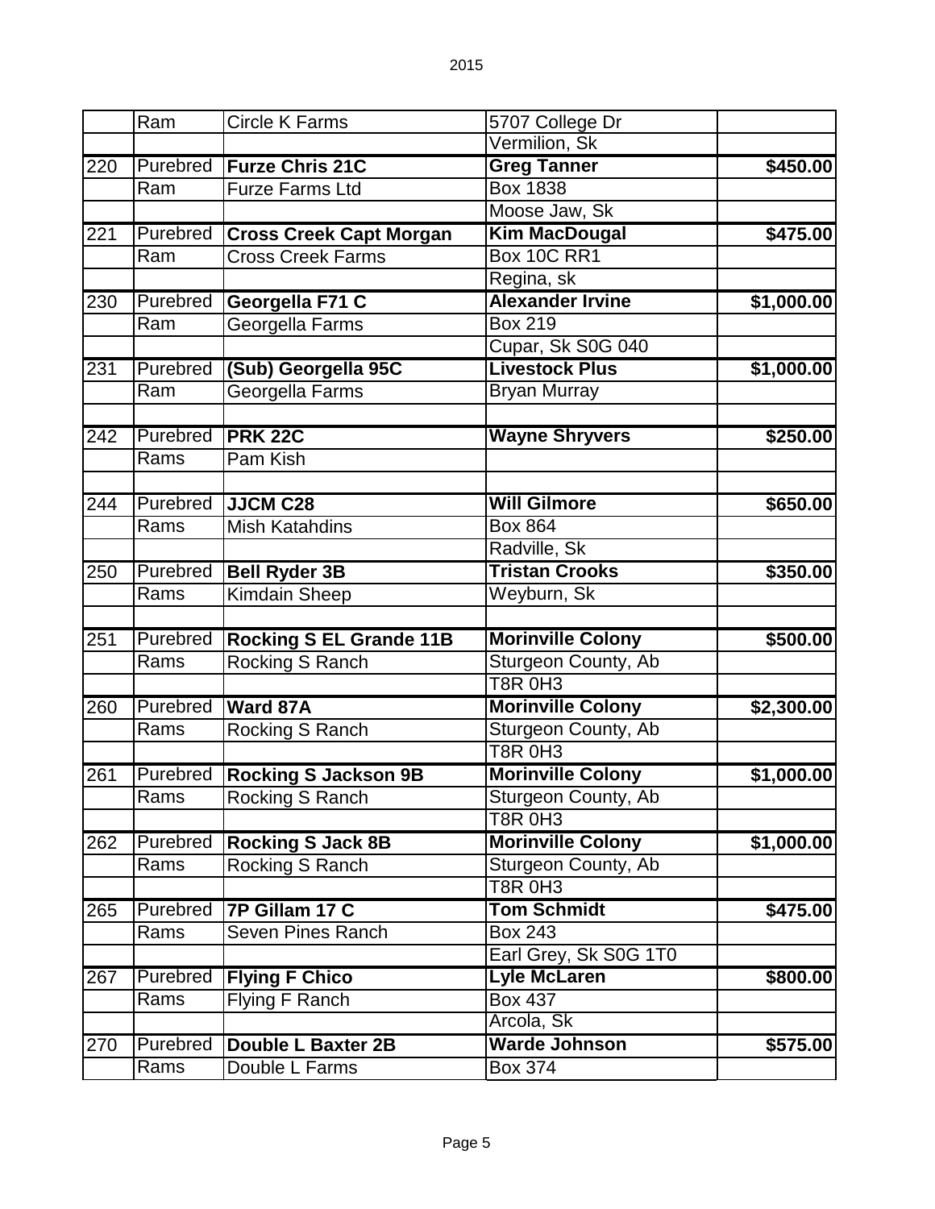| | | | | |
|---|---|---|---|---|
| | Ram | Circle K Farms | 5707 College Dr | |
| | | | Vermilion, Sk | |
| 220 | Purebred | **Furze Chris 21C** | **Greg Tanner** | **$450.00** |
| | Ram | Furze Farms Ltd | Box 1838 | |
| | | | Moose Jaw, Sk | |
| 221 | Purebred | **Cross Creek Capt Morgan** | **Kim MacDougal** | **$475.00** |
| | Ram | Cross Creek Farms | Box 10C RR1 | |
| | | | Regina, sk | |
| 230 | Purebred | **Georgella F71 C** | **Alexander Irvine** | **$1,000.00** |
| | Ram | Georgella Farms | Box 219 | |
| | | | Cupar, Sk S0G 040 | |
| 231 | Purebred | **(Sub) Georgella 95C** | **Livestock Plus** | **$1,000.00** |
| | Ram | Georgella Farms | Bryan Murray | |
| | | | | |
| 242 | Purebred | **PRK 22C** | **Wayne Shryvers** | **$250.00** |
| | Rams | Pam Kish | | |
| | | | | |
| 244 | Purebred | **JJCM C28** | **Will Gilmore** | **$650.00** |
| | Rams | Mish Katahdins | Box 864 | |
| | | | Radville, Sk | |
| 250 | Purebred | **Bell Ryder 3B** | **Tristan Crooks** | **$350.00** |
| | Rams | Kimdain Sheep | Weyburn, Sk | |
| | | | | |
| 251 | Purebred | **Rocking S EL Grande 11B** | **Morinville Colony** | **$500.00** |
| | Rams | Rocking S Ranch | Sturgeon County, Ab | |
| | | | T8R 0H3 | |
| 260 | Purebred | **Ward 87A** | **Morinville Colony** | **$2,300.00** |
| | Rams | Rocking S Ranch | Sturgeon County, Ab | |
| | | | T8R 0H3 | |
| 261 | Purebred | **Rocking S Jackson 9B** | **Morinville Colony** | **$1,000.00** |
| | Rams | Rocking S Ranch | Sturgeon County, Ab | |
| | | | T8R 0H3 | |
| 262 | Purebred | **Rocking S Jack 8B** | **Morinville Colony** | **$1,000.00** |
| | Rams | Rocking S Ranch | Sturgeon County, Ab | |
| | | | T8R 0H3 | |
| 265 | Purebred | **7P Gillam 17 C** | **Tom Schmidt** | **$475.00** |
| | Rams | Seven Pines Ranch | Box 243 | |
| | | | Earl Grey, Sk S0G 1T0 | |
| 267 | Purebred | **Flying F Chico** | **Lyle McLaren** | **$800.00** |
| | Rams | Flying F Ranch | Box 437 | |
| | | | Arcola, Sk | |
| 270 | Purebred | **Double L Baxter 2B** | **Warde Johnson** | **$575.00** |
| | Rams | Double L Farms | Box 374 | |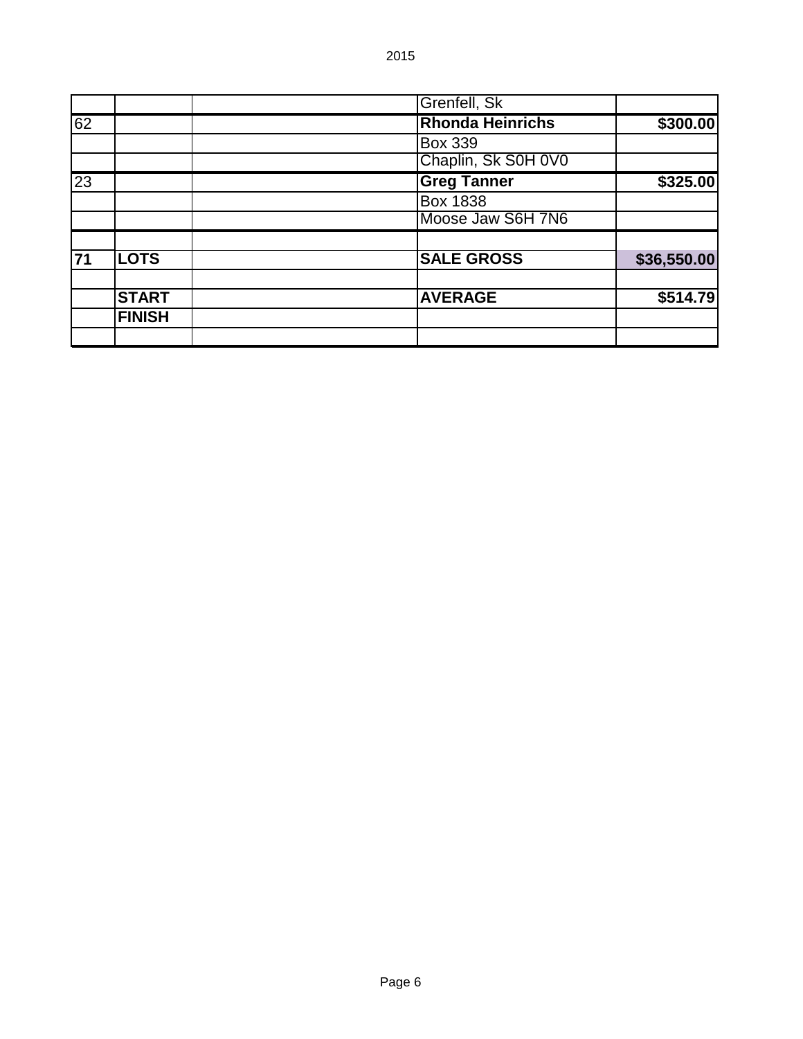| | | | | |
|---|---|---|---|---|
| | | | Grenfell, Sk | |
| 62 | | | **Rhonda Heinrichs** | **$300.00** |
| | | | Box 339 | |
| | | | Chaplin, Sk S0H 0V0 | |
| 23 | | | **Greg Tanner** | **$325.00** |
| | | | Box 1838 | |
| | | | Moose Jaw S6H 7N6 | |
| | | | | |
| **71** | **LOTS** | | **SALE GROSS** | **$36,550.00** |
| | | | | |
| | **START** | | **AVERAGE** | **$514.79** |
| | **FINISH** | | | |
| | | | | |